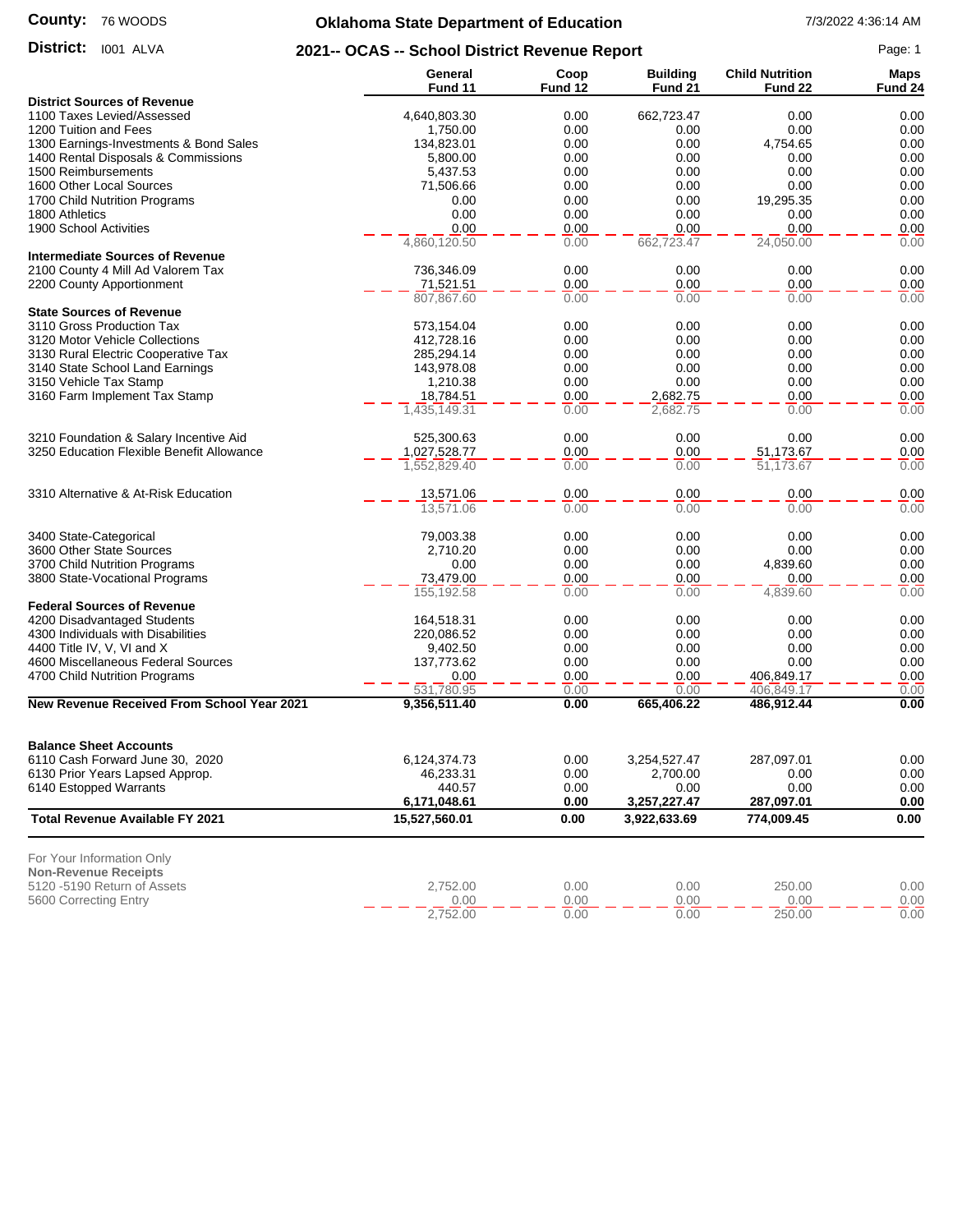**County:** 76 WOODS

**District:** I001 ALVA

# Oklahoma State Department of Education

## 2021-- OCAS -- School District Revenue Report

7/3/2022 4:36:14 AM

| | General Fund 11 | Coop Fund 12 | Building Fund 21 | Child Nutrition Fund 22 | Maps Fund 24 |
|---|---|---|---|---|---|
| **District Sources of Revenue** | | | | | |
| 1100 Taxes Levied/Assessed | 4,640,803.30 | 0.00 | 662,723.47 | 0.00 | 0.00 |
| 1200 Tuition and Fees | 1,750.00 | 0.00 | 0.00 | 0.00 | 0.00 |
| 1300 Earnings-Investments & Bond Sales | 134,823.01 | 0.00 | 0.00 | 4,754.65 | 0.00 |
| 1400 Rental Disposals & Commissions | 5,800.00 | 0.00 | 0.00 | 0.00 | 0.00 |
| 1500 Reimbursements | 5,437.53 | 0.00 | 0.00 | 0.00 | 0.00 |
| 1600 Other Local Sources | 71,506.66 | 0.00 | 0.00 | 0.00 | 0.00 |
| 1700 Child Nutrition Programs | 0.00 | 0.00 | 0.00 | 19,295.35 | 0.00 |
| 1800 Athletics | 0.00 | 0.00 | 0.00 | 0.00 | 0.00 |
| 1900 School Activities | 0.00 | 0.00 | 0.00 | 0.00 | 0.00 |
| | 4,860,120.50 | 0.00 | 662,723.47 | 24,050.00 | 0.00 |
| **Intermediate Sources of Revenue** | | | | | |
| 2100 County 4 Mill Ad Valorem Tax | 736,346.09 | 0.00 | 0.00 | 0.00 | 0.00 |
| 2200 County Apportionment | 71,521.51 | 0.00 | 0.00 | 0.00 | 0.00 |
| | 807,867.60 | 0.00 | 0.00 | 0.00 | 0.00 |
| **State Sources of Revenue** | | | | | |
| 3110 Gross Production Tax | 573,154.04 | 0.00 | 0.00 | 0.00 | 0.00 |
| 3120 Motor Vehicle Collections | 412,728.16 | 0.00 | 0.00 | 0.00 | 0.00 |
| 3130 Rural Electric Cooperative Tax | 285,294.14 | 0.00 | 0.00 | 0.00 | 0.00 |
| 3140 State School Land Earnings | 143,978.08 | 0.00 | 0.00 | 0.00 | 0.00 |
| 3150 Vehicle Tax Stamp | 1,210.38 | 0.00 | 0.00 | 0.00 | 0.00 |
| 3160 Farm Implement Tax Stamp | 18,784.51 | 0.00 | 2,682.75 | 0.00 | 0.00 |
| | 1,435,149.31 | 0.00 | 2,682.75 | 0.00 | 0.00 |
| 3210 Foundation & Salary Incentive Aid | 525,300.63 | 0.00 | 0.00 | 0.00 | 0.00 |
| 3250 Education Flexible Benefit Allowance | 1,027,528.77 | 0.00 | 0.00 | 51,173.67 | 0.00 |
| | 1,552,829.40 | 0.00 | 0.00 | 51,173.67 | 0.00 |
| 3310 Alternative & At-Risk Education | 13,571.06 | 0.00 | 0.00 | 0.00 | 0.00 |
| | 13,571.06 | 0.00 | 0.00 | 0.00 | 0.00 |
| 3400 State-Categorical | 79,003.38 | 0.00 | 0.00 | 0.00 | 0.00 |
| 3600 Other State Sources | 2,710.20 | 0.00 | 0.00 | 0.00 | 0.00 |
| 3700 Child Nutrition Programs | 0.00 | 0.00 | 0.00 | 4,839.60 | 0.00 |
| 3800 State-Vocational Programs | 73,479.00 | 0.00 | 0.00 | 0.00 | 0.00 |
| | 155,192.58 | 0.00 | 0.00 | 4,839.60 | 0.00 |
| **Federal Sources of Revenue** | | | | | |
| 4200 Disadvantaged Students | 164,518.31 | 0.00 | 0.00 | 0.00 | 0.00 |
| 4300 Individuals with Disabilities | 220,086.52 | 0.00 | 0.00 | 0.00 | 0.00 |
| 4400 Title IV, V, VI and X | 9,402.50 | 0.00 | 0.00 | 0.00 | 0.00 |
| 4600 Miscellaneous Federal Sources | 137,773.62 | 0.00 | 0.00 | 0.00 | 0.00 |
| 4700 Child Nutrition Programs | 0.00 | 0.00 | 0.00 | 406,849.17 | 0.00 |
| | 531,780.95 | 0.00 | 0.00 | 406,849.17 | 0.00 |
| **New Revenue Received From School Year 2021** | **9,356,511.40** | **0.00** | **665,406.22** | **486,912.44** | **0.00** |
| **Balance Sheet Accounts** | | | | | |
| 6110 Cash Forward June 30, 2020 | 6,124,374.73 | 0.00 | 3,254,527.47 | 287,097.01 | 0.00 |
| 6130 Prior Years Lapsed Approp. | 46,233.31 | 0.00 | 2,700.00 | 0.00 | 0.00 |
| 6140 Estopped Warrants | 440.57 | 0.00 | 0.00 | 0.00 | 0.00 |
| | **6,171,048.61** | **0.00** | **3,257,227.47** | **287,097.01** | **0.00** |
| **Total Revenue Available FY 2021** | **15,527,560.01** | **0.00** | **3,922,633.69** | **774,009.45** | **0.00** |

For Your Information Only

| **Non-Revenue Receipts** | General Fund 11 | Coop Fund 12 | Building Fund 21 | Child Nutrition Fund 22 | Maps Fund 24 |
|---|---|---|---|---|---|
| 5120 -5190 Return of Assets | 2,752.00 | 0.00 | 0.00 | 250.00 | 0.00 |
| 5600 Correcting Entry | 0.00 | 0.00 | 0.00 | 0.00 | 0.00 |
| | 2,752.00 | 0.00 | 0.00 | 250.00 | 0.00 |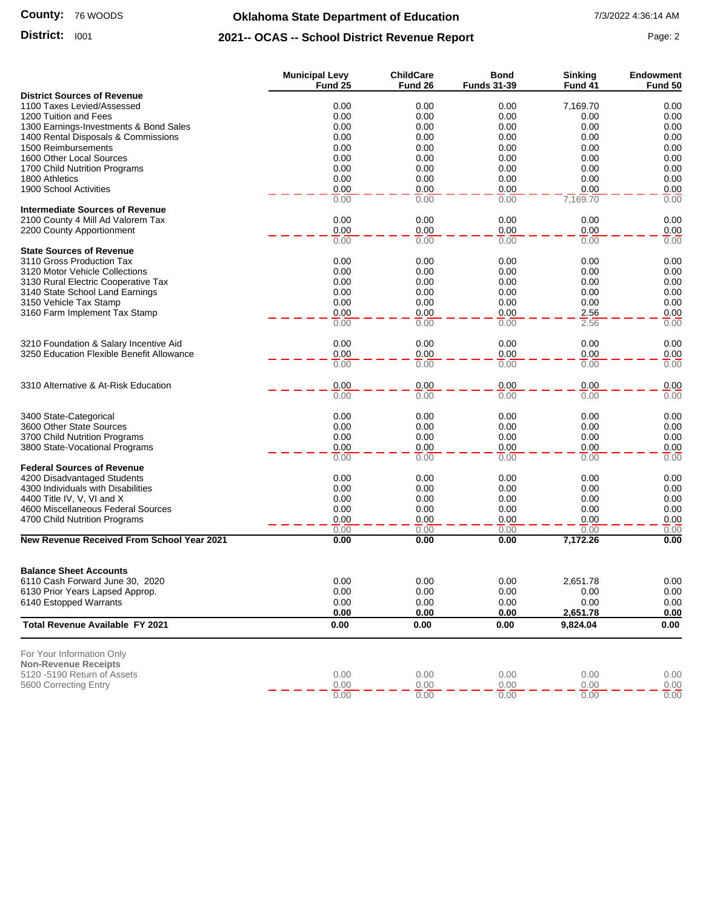**County:** 76 WOODS

**District:** I001

# Oklahoma State Department of Education

## 2021-- OCAS -- School District Revenue Report

7/3/2022 4:36:14 AM

| | Municipal Levy Fund 25 | ChildCare Fund 26 | Bond Funds 31-39 | Sinking Fund 41 | Endowment Fund 50 |
|---|---|---|---|---|---|
| **District Sources of Revenue** | | | | | |
| 1100 Taxes Levied/Assessed | 0.00 | 0.00 | 0.00 | 7,169.70 | 0.00 |
| 1200 Tuition and Fees | 0.00 | 0.00 | 0.00 | 0.00 | 0.00 |
| 1300 Earnings-Investments & Bond Sales | 0.00 | 0.00 | 0.00 | 0.00 | 0.00 |
| 1400 Rental Disposals & Commissions | 0.00 | 0.00 | 0.00 | 0.00 | 0.00 |
| 1500 Reimbursements | 0.00 | 0.00 | 0.00 | 0.00 | 0.00 |
| 1600 Other Local Sources | 0.00 | 0.00 | 0.00 | 0.00 | 0.00 |
| 1700 Child Nutrition Programs | 0.00 | 0.00 | 0.00 | 0.00 | 0.00 |
| 1800 Athletics | 0.00 | 0.00 | 0.00 | 0.00 | 0.00 |
| 1900 School Activities | 0.00 | 0.00 | 0.00 | 0.00 | 0.00 |
| | 0.00 | 0.00 | 0.00 | 7,169.70 | 0.00 |
| **Intermediate Sources of Revenue** | | | | | |
| 2100 County 4 Mill Ad Valorem Tax | 0.00 | 0.00 | 0.00 | 0.00 | 0.00 |
| 2200 County Apportionment | 0.00 | 0.00 | 0.00 | 0.00 | 0.00 |
| | 0.00 | 0.00 | 0.00 | 0.00 | 0.00 |
| **State Sources of Revenue** | | | | | |
| 3110 Gross Production Tax | 0.00 | 0.00 | 0.00 | 0.00 | 0.00 |
| 3120 Motor Vehicle Collections | 0.00 | 0.00 | 0.00 | 0.00 | 0.00 |
| 3130 Rural Electric Cooperative Tax | 0.00 | 0.00 | 0.00 | 0.00 | 0.00 |
| 3140 State School Land Earnings | 0.00 | 0.00 | 0.00 | 0.00 | 0.00 |
| 3150 Vehicle Tax Stamp | 0.00 | 0.00 | 0.00 | 0.00 | 0.00 |
| 3160 Farm Implement Tax Stamp | 0.00 | 0.00 | 0.00 | 2.56 | 0.00 |
| | 0.00 | 0.00 | 0.00 | 2.56 | 0.00 |
| 3210 Foundation & Salary Incentive Aid | 0.00 | 0.00 | 0.00 | 0.00 | 0.00 |
| 3250 Education Flexible Benefit Allowance | 0.00 | 0.00 | 0.00 | 0.00 | 0.00 |
| | 0.00 | 0.00 | 0.00 | 0.00 | 0.00 |
| 3310 Alternative & At-Risk Education | 0.00 | 0.00 | 0.00 | 0.00 | 0.00 |
| | 0.00 | 0.00 | 0.00 | 0.00 | 0.00 |
| 3400 State-Categorical | 0.00 | 0.00 | 0.00 | 0.00 | 0.00 |
| 3600 Other State Sources | 0.00 | 0.00 | 0.00 | 0.00 | 0.00 |
| 3700 Child Nutrition Programs | 0.00 | 0.00 | 0.00 | 0.00 | 0.00 |
| 3800 State-Vocational Programs | 0.00 | 0.00 | 0.00 | 0.00 | 0.00 |
| | 0.00 | 0.00 | 0.00 | 0.00 | 0.00 |
| **Federal Sources of Revenue** | | | | | |
| 4200 Disadvantaged Students | 0.00 | 0.00 | 0.00 | 0.00 | 0.00 |
| 4300 Individuals with Disabilities | 0.00 | 0.00 | 0.00 | 0.00 | 0.00 |
| 4400 Title IV, V, VI and X | 0.00 | 0.00 | 0.00 | 0.00 | 0.00 |
| 4600 Miscellaneous Federal Sources | 0.00 | 0.00 | 0.00 | 0.00 | 0.00 |
| 4700 Child Nutrition Programs | 0.00 | 0.00 | 0.00 | 0.00 | 0.00 |
| | 0.00 | 0.00 | 0.00 | 0.00 | 0.00 |
| **New Revenue Received From School Year 2021** | **0.00** | **0.00** | **0.00** | **7,172.26** | **0.00** |
| **Balance Sheet Accounts** | | | | | |
| 6110 Cash Forward June 30, 2020 | 0.00 | 0.00 | 0.00 | 2,651.78 | 0.00 |
| 6130 Prior Years Lapsed Approp. | 0.00 | 0.00 | 0.00 | 0.00 | 0.00 |
| 6140 Estopped Warrants | 0.00 | 0.00 | 0.00 | 0.00 | 0.00 |
| | **0.00** | **0.00** | **0.00** | **2,651.78** | **0.00** |
| **Total Revenue Available FY 2021** | **0.00** | **0.00** | **0.00** | **9,824.04** | **0.00** |

For Your Information Only

| **Non-Revenue Receipts** | | | | | |
|---|---|---|---|---|---|
| 5120 -5190 Return of Assets | 0.00 | 0.00 | 0.00 | 0.00 | 0.00 |
| 5600 Correcting Entry | 0.00 | 0.00 | 0.00 | 0.00 | 0.00 |
| | 0.00 | 0.00 | 0.00 | 0.00 | 0.00 |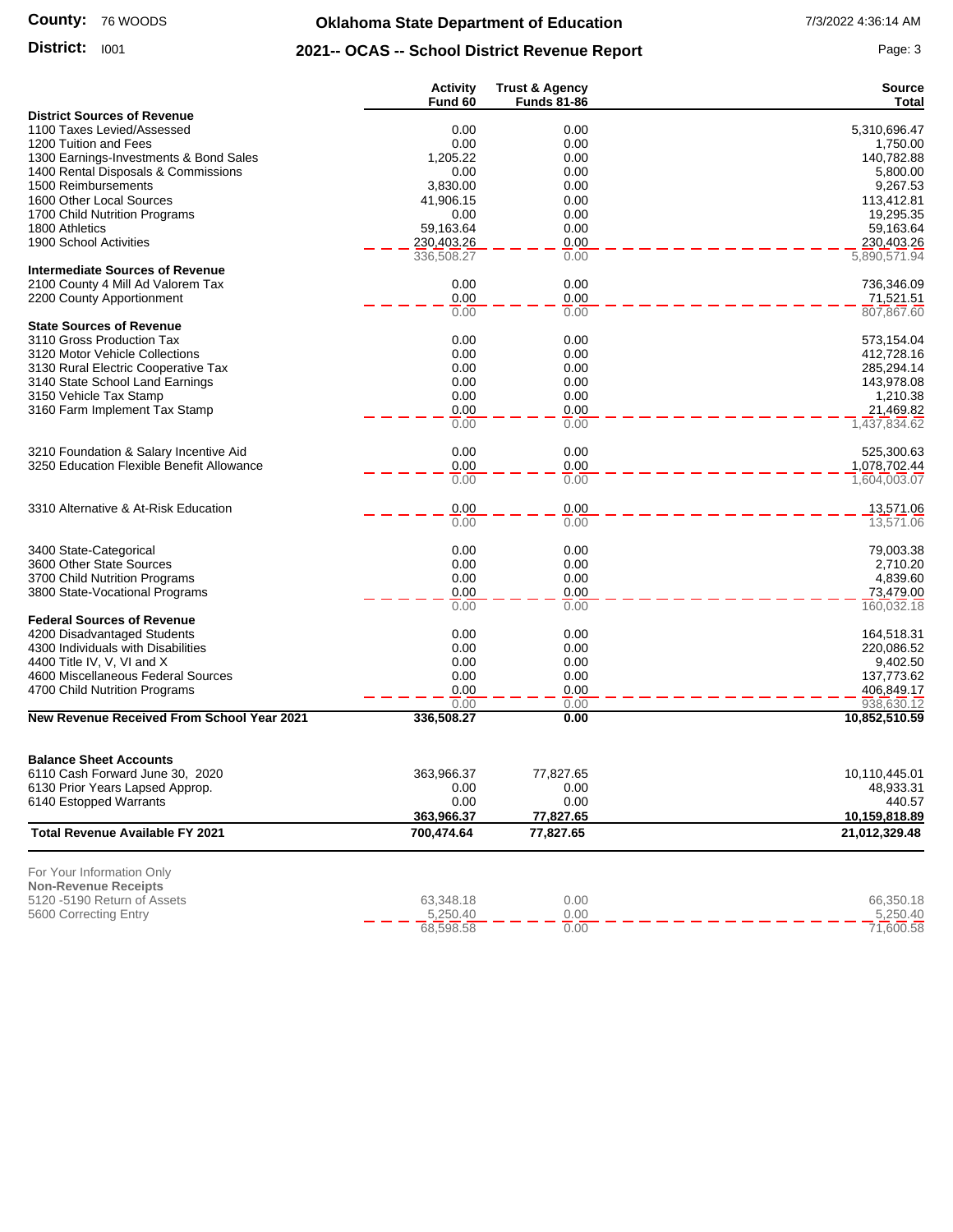**County:** 76 WOODS

**District:** I001

## Oklahoma State Department of Education

## 2021-- OCAS -- School District Revenue Report

7/3/2022 4:36:14 AM

| | Activity Fund 60 | Trust & Agency Funds 81-86 | Source Total |
|---|---|---|---|
| **District Sources of Revenue** | | | |
| 1100 Taxes Levied/Assessed | 0.00 | 0.00 | 5,310,696.47 |
| 1200 Tuition and Fees | 0.00 | 0.00 | 1,750.00 |
| 1300 Earnings-Investments & Bond Sales | 1,205.22 | 0.00 | 140,782.88 |
| 1400 Rental Disposals & Commissions | 0.00 | 0.00 | 5,800.00 |
| 1500 Reimbursements | 3,830.00 | 0.00 | 9,267.53 |
| 1600 Other Local Sources | 41,906.15 | 0.00 | 113,412.81 |
| 1700 Child Nutrition Programs | 0.00 | 0.00 | 19,295.35 |
| 1800 Athletics | 59,163.64 | 0.00 | 59,163.64 |
| 1900 School Activities | 230,403.26 | 0.00 | 230,403.26 |
| | 336,508.27 | 0.00 | 5,890,571.94 |
| **Intermediate Sources of Revenue** | | | |
| 2100 County 4 Mill Ad Valorem Tax | 0.00 | 0.00 | 736,346.09 |
| 2200 County Apportionment | 0.00 | 0.00 | 71,521.51 |
| | 0.00 | 0.00 | 807,867.60 |
| **State Sources of Revenue** | | | |
| 3110 Gross Production Tax | 0.00 | 0.00 | 573,154.04 |
| 3120 Motor Vehicle Collections | 0.00 | 0.00 | 412,728.16 |
| 3130 Rural Electric Cooperative Tax | 0.00 | 0.00 | 285,294.14 |
| 3140 State School Land Earnings | 0.00 | 0.00 | 143,978.08 |
| 3150 Vehicle Tax Stamp | 0.00 | 0.00 | 1,210.38 |
| 3160 Farm Implement Tax Stamp | 0.00 | 0.00 | 21,469.82 |
| | 0.00 | 0.00 | 1,437,834.62 |
| 3210 Foundation & Salary Incentive Aid | 0.00 | 0.00 | 525,300.63 |
| 3250 Education Flexible Benefit Allowance | 0.00 | 0.00 | 1,078,702.44 |
| | 0.00 | 0.00 | 1,604,003.07 |
| 3310 Alternative & At-Risk Education | 0.00 | 0.00 | 13,571.06 |
| | 0.00 | 0.00 | 13,571.06 |
| 3400 State-Categorical | 0.00 | 0.00 | 79,003.38 |
| 3600 Other State Sources | 0.00 | 0.00 | 2,710.20 |
| 3700 Child Nutrition Programs | 0.00 | 0.00 | 4,839.60 |
| 3800 State-Vocational Programs | 0.00 | 0.00 | 73,479.00 |
| | 0.00 | 0.00 | 160,032.18 |
| **Federal Sources of Revenue** | | | |
| 4200 Disadvantaged Students | 0.00 | 0.00 | 164,518.31 |
| 4300 Individuals with Disabilities | 0.00 | 0.00 | 220,086.52 |
| 4400 Title IV, V, VI and X | 0.00 | 0.00 | 9,402.50 |
| 4600 Miscellaneous Federal Sources | 0.00 | 0.00 | 137,773.62 |
| 4700 Child Nutrition Programs | 0.00 | 0.00 | 406,849.17 |
| | 0.00 | 0.00 | 938,630.12 |
| **New Revenue Received From School Year 2021** | **336,508.27** | **0.00** | **10,852,510.59** |
| **Balance Sheet Accounts** | | | |
| 6110 Cash Forward June 30, 2020 | 363,966.37 | 77,827.65 | 10,110,445.01 |
| 6130 Prior Years Lapsed Approp. | 0.00 | 0.00 | 48,933.31 |
| 6140 Estopped Warrants | 0.00 | 0.00 | 440.57 |
| | **363,966.37** | **77,827.65** | **10,159,818.89** |
| **Total Revenue Available FY 2021** | **700,474.64** | **77,827.65** | **21,012,329.48** |

For Your Information Only

| | Activity Fund 60 | Trust & Agency Funds 81-86 | Source Total |
|---|---|---|---|
| **Non-Revenue Receipts** | | | |
| 5120 -5190 Return of Assets | 63,348.18 | 0.00 | 66,350.18 |
| 5600 Correcting Entry | 5,250.40 | 0.00 | 5,250.40 |
| | 68,598.58 | 0.00 | 71,600.58 |